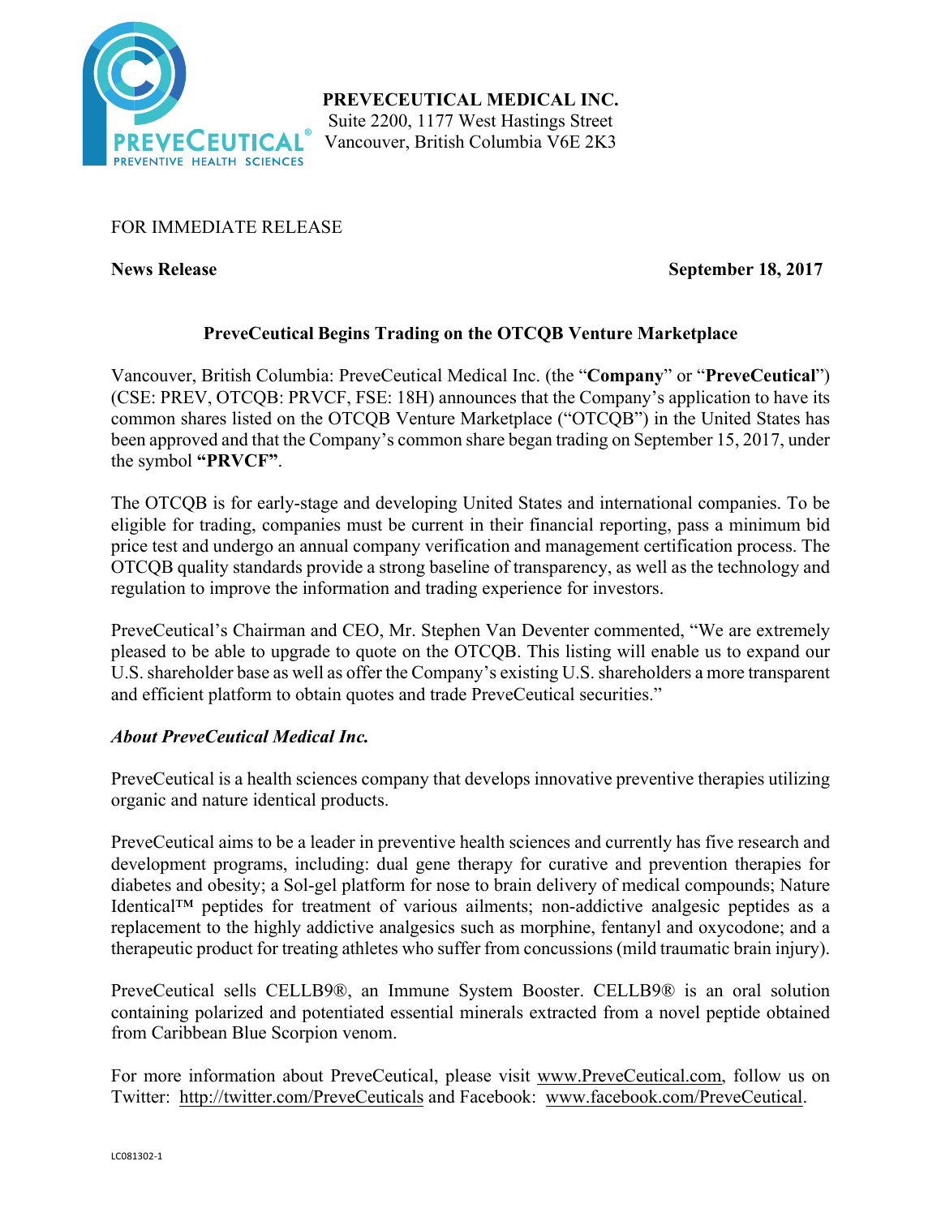**PREVECEUTICAL MEDICAL INC.**
Suite 2200, 1177 West Hastings Street
Vancouver, British Columbia V6E 2K3

FOR IMMEDIATE RELEASE

**News Release** **September 18, 2017**

## PreveCeutical Begins Trading on the OTCQB Venture Marketplace

Vancouver, British Columbia: PreveCeutical Medical Inc. (the "**Company**" or "**PreveCeutical**") (CSE: PREV, OTCQB: PRVCF, FSE: 18H) announces that the Company's application to have its common shares listed on the OTCQB Venture Marketplace ("OTCQB") in the United States has been approved and that the Company's common share began trading on September 15, 2017, under the symbol **"PRVCF"**.

The OTCQB is for early-stage and developing United States and international companies. To be eligible for trading, companies must be current in their financial reporting, pass a minimum bid price test and undergo an annual company verification and management certification process. The OTCQB quality standards provide a strong baseline of transparency, as well as the technology and regulation to improve the information and trading experience for investors.

PreveCeutical's Chairman and CEO, Mr. Stephen Van Deventer commented, "We are extremely pleased to be able to upgrade to quote on the OTCQB. This listing will enable us to expand our U.S. shareholder base as well as offer the Company's existing U.S. shareholders a more transparent and efficient platform to obtain quotes and trade PreveCeutical securities."

### *About PreveCeutical Medical Inc.*

PreveCeutical is a health sciences company that develops innovative preventive therapies utilizing organic and nature identical products.

PreveCeutical aims to be a leader in preventive health sciences and currently has five research and development programs, including: dual gene therapy for curative and prevention therapies for diabetes and obesity; a Sol-gel platform for nose to brain delivery of medical compounds; Nature Identical™ peptides for treatment of various ailments; non-addictive analgesic peptides as a replacement to the highly addictive analgesics such as morphine, fentanyl and oxycodone; and a therapeutic product for treating athletes who suffer from concussions (mild traumatic brain injury).

PreveCeutical sells CELLB9®, an Immune System Booster. CELLB9® is an oral solution containing polarized and potentiated essential minerals extracted from a novel peptide obtained from Caribbean Blue Scorpion venom.

For more information about PreveCeutical, please visit www.PreveCeutical.com, follow us on Twitter: http://twitter.com/PreveCeuticals and Facebook: www.facebook.com/PreveCeutical.

LC081302-1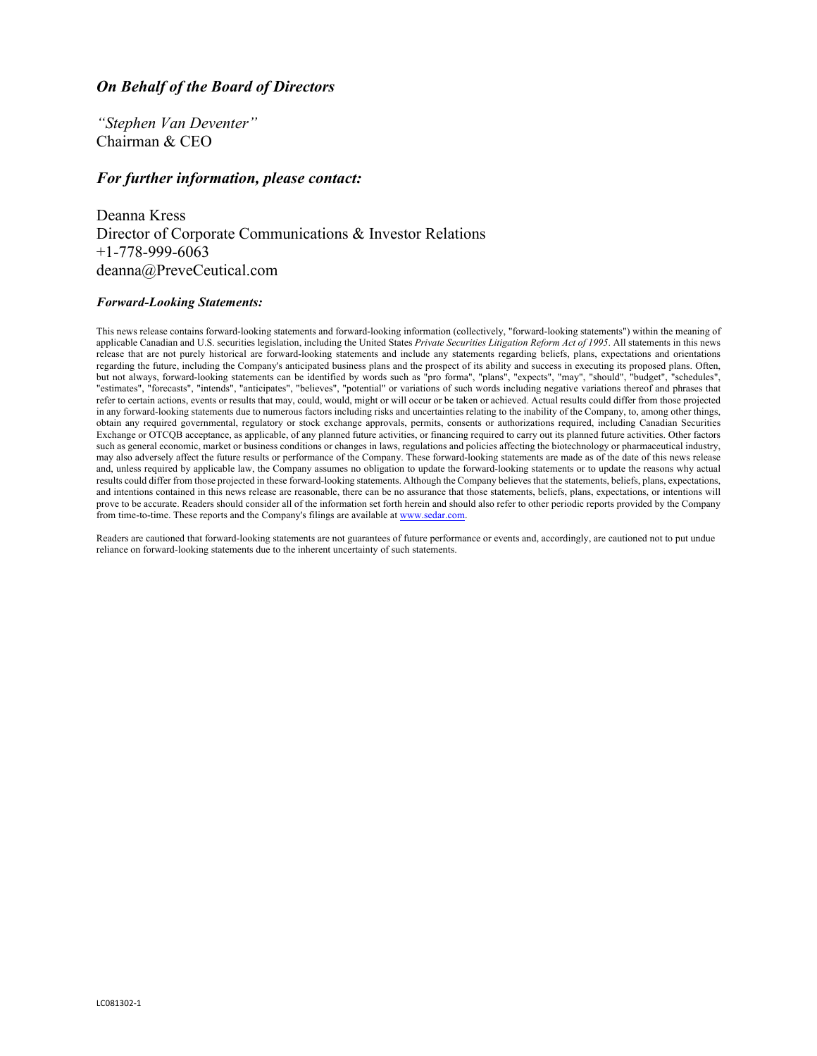***On Behalf of the Board of Directors***

*"Stephen Van Deventer"*
Chairman & CEO

***For further information, please contact:***

Deanna Kress
Director of Corporate Communications & Investor Relations
+1-778-999-6063
deanna@PreveCeutical.com

***Forward-Looking Statements:***

This news release contains forward-looking statements and forward-looking information (collectively, "forward-looking statements") within the meaning of applicable Canadian and U.S. securities legislation, including the United States *Private Securities Litigation Reform Act of 1995*. All statements in this news release that are not purely historical are forward-looking statements and include any statements regarding beliefs, plans, expectations and orientations regarding the future, including the Company's anticipated business plans and the prospect of its ability and success in executing its proposed plans. Often, but not always, forward-looking statements can be identified by words such as "pro forma", "plans", "expects", "may", "should", "budget", "schedules", "estimates", "forecasts", "intends", "anticipates", "believes", "potential" or variations of such words including negative variations thereof and phrases that refer to certain actions, events or results that may, could, would, might or will occur or be taken or achieved. Actual results could differ from those projected in any forward-looking statements due to numerous factors including risks and uncertainties relating to the inability of the Company, to, among other things, obtain any required governmental, regulatory or stock exchange approvals, permits, consents or authorizations required, including Canadian Securities Exchange or OTCQB acceptance, as applicable, of any planned future activities, or financing required to carry out its planned future activities. Other factors such as general economic, market or business conditions or changes in laws, regulations and policies affecting the biotechnology or pharmaceutical industry, may also adversely affect the future results or performance of the Company. These forward-looking statements are made as of the date of this news release and, unless required by applicable law, the Company assumes no obligation to update the forward-looking statements or to update the reasons why actual results could differ from those projected in these forward-looking statements. Although the Company believes that the statements, beliefs, plans, expectations, and intentions contained in this news release are reasonable, there can be no assurance that those statements, beliefs, plans, expectations, or intentions will prove to be accurate. Readers should consider all of the information set forth herein and should also refer to other periodic reports provided by the Company from time-to-time. These reports and the Company's filings are available at www.sedar.com.

Readers are cautioned that forward-looking statements are not guarantees of future performance or events and, accordingly, are cautioned not to put undue reliance on forward-looking statements due to the inherent uncertainty of such statements.